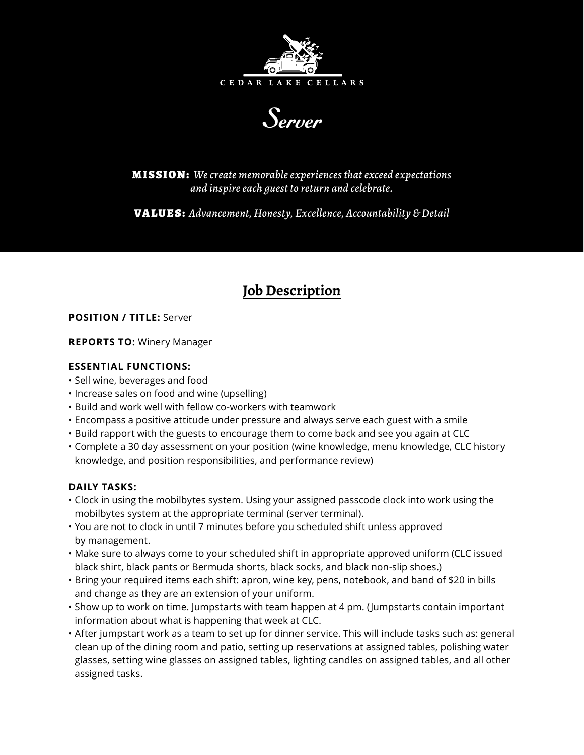CEDAR LAKE CELLARS

# *Server*

**MISSION:** *We create memorable experiences that exceed expectations and inspire each guest to return and celebrate.*

**VALUES:** *Advancement, Honesty, Excellence, Accountability & Detail*

## Job Description

**POSITION / TITLE:** Server

**REPORTS TO:** Winery Manager

**ESSENTIAL FUNCTIONS:**

- Sell wine, beverages and food
- Increase sales on food and wine (upselling)
- Build and work well with fellow co-workers with teamwork
- Encompass a positive attitude under pressure and always serve each guest with a smile
- Build rapport with the guests to encourage them to come back and see you again at CLC
- Complete a 30 day assessment on your position (wine knowledge, menu knowledge, CLC history knowledge, and position responsibilities, and performance review)

**DAILY TASKS:**

- Clock in using the mobilbytes system. Using your assigned passcode clock into work using the mobilbytes system at the appropriate terminal (server terminal).
- You are not to clock in until 7 minutes before you scheduled shift unless approved by management.
- Make sure to always come to your scheduled shift in appropriate approved uniform (CLC issued black shirt, black pants or Bermuda shorts, black socks, and black non-slip shoes.)
- Bring your required items each shift: apron, wine key, pens, notebook, and band of $20 in bills and change as they are an extension of your uniform.
- Show up to work on time. Jumpstarts with team happen at 4 pm. (Jumpstarts contain important information about what is happening that week at CLC.
- After jumpstart work as a team to set up for dinner service. This will include tasks such as: general clean up of the dining room and patio, setting up reservations at assigned tables, polishing water glasses, setting wine glasses on assigned tables, lighting candles on assigned tables, and all other assigned tasks.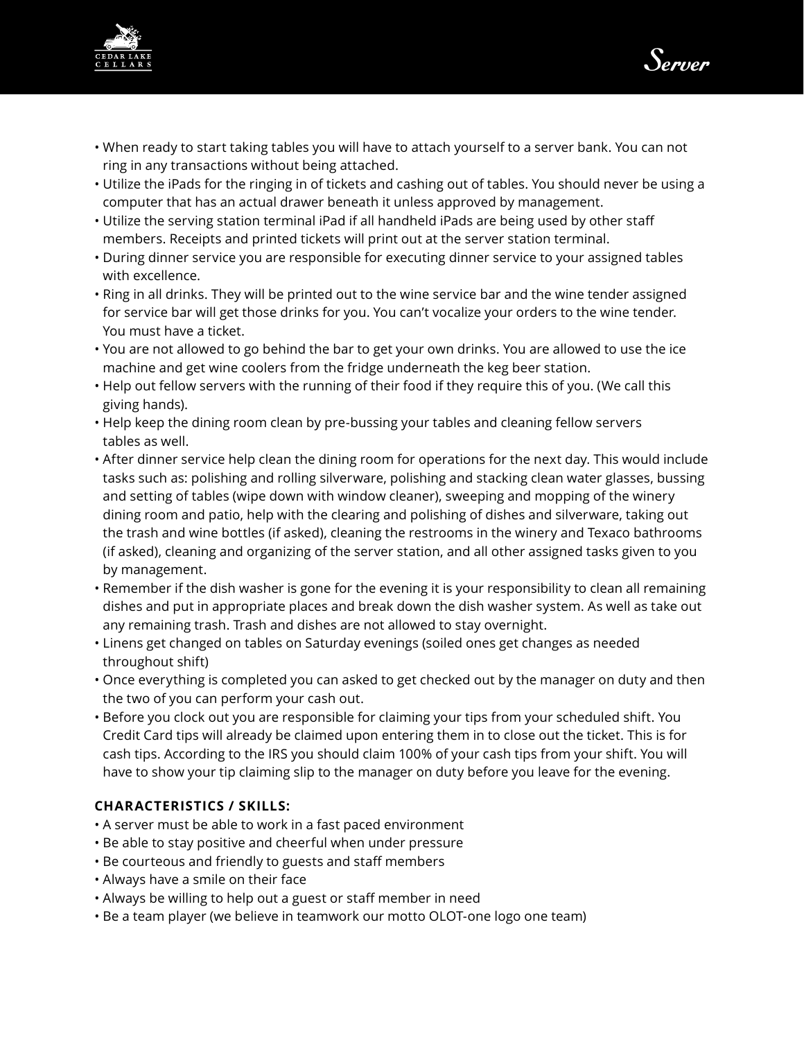- When ready to start taking tables you will have to attach yourself to a server bank. You can not ring in any transactions without being attached.
- Utilize the iPads for the ringing in of tickets and cashing out of tables. You should never be using a computer that has an actual drawer beneath it unless approved by management.
- Utilize the serving station terminal iPad if all handheld iPads are being used by other staff members. Receipts and printed tickets will print out at the server station terminal.
- During dinner service you are responsible for executing dinner service to your assigned tables with excellence.
- Ring in all drinks. They will be printed out to the wine service bar and the wine tender assigned for service bar will get those drinks for you. You can't vocalize your orders to the wine tender. You must have a ticket.
- You are not allowed to go behind the bar to get your own drinks. You are allowed to use the ice machine and get wine coolers from the fridge underneath the keg beer station.
- Help out fellow servers with the running of their food if they require this of you. (We call this giving hands).
- Help keep the dining room clean by pre-bussing your tables and cleaning fellow servers tables as well.
- After dinner service help clean the dining room for operations for the next day. This would include tasks such as: polishing and rolling silverware, polishing and stacking clean water glasses, bussing and setting of tables (wipe down with window cleaner), sweeping and mopping of the winery dining room and patio, help with the clearing and polishing of dishes and silverware, taking out the trash and wine bottles (if asked), cleaning the restrooms in the winery and Texaco bathrooms (if asked), cleaning and organizing of the server station, and all other assigned tasks given to you by management.
- Remember if the dish washer is gone for the evening it is your responsibility to clean all remaining dishes and put in appropriate places and break down the dish washer system. As well as take out any remaining trash. Trash and dishes are not allowed to stay overnight.
- Linens get changed on tables on Saturday evenings (soiled ones get changes as needed throughout shift)
- Once everything is completed you can asked to get checked out by the manager on duty and then the two of you can perform your cash out.
- Before you clock out you are responsible for claiming your tips from your scheduled shift. You Credit Card tips will already be claimed upon entering them in to close out the ticket. This is for cash tips. According to the IRS you should claim 100% of your cash tips from your shift. You will have to show your tip claiming slip to the manager on duty before you leave for the evening.

**CHARACTERISTICS / SKILLS:**

- A server must be able to work in a fast paced environment
- Be able to stay positive and cheerful when under pressure
- Be courteous and friendly to guests and staff members
- Always have a smile on their face
- Always be willing to help out a guest or staff member in need
- Be a team player (we believe in teamwork our motto OLOT-one logo one team)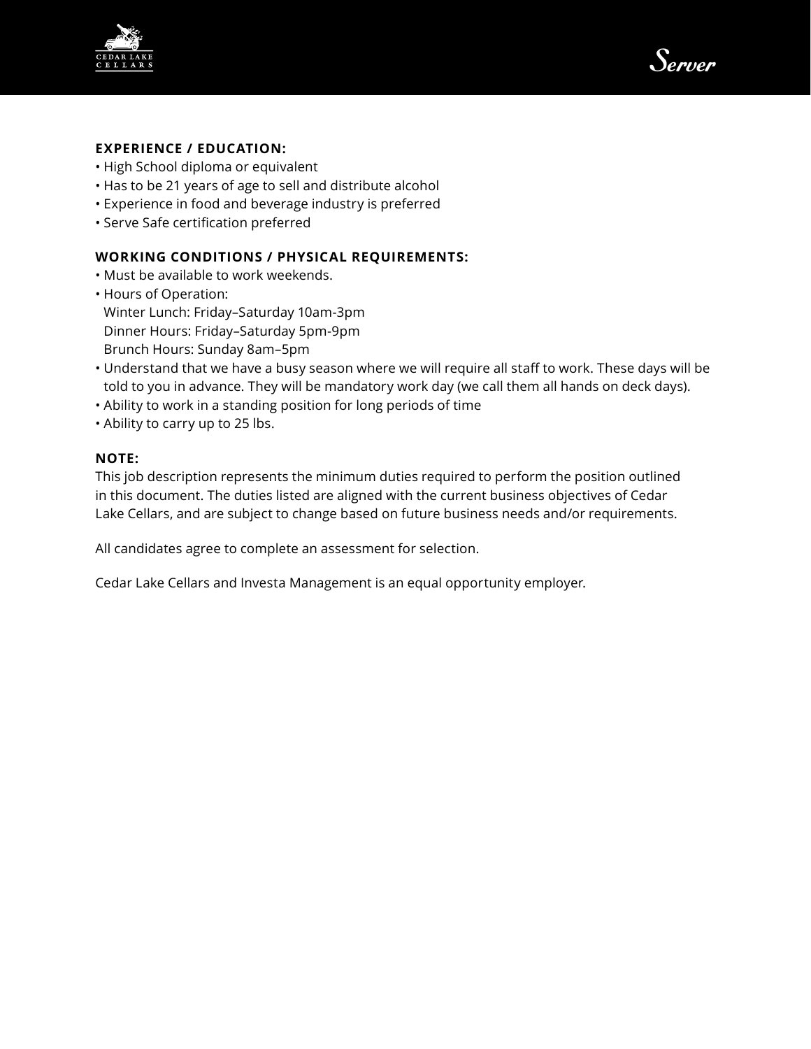**EXPERIENCE / EDUCATION:**

- High School diploma or equivalent
- Has to be 21 years of age to sell and distribute alcohol
- Experience in food and beverage industry is preferred
- Serve Safe certification preferred

**WORKING CONDITIONS / PHYSICAL REQUIREMENTS:**

- Must be available to work weekends.
- Hours of Operation:
  Winter Lunch: Friday–Saturday 10am-3pm
  Dinner Hours: Friday–Saturday 5pm-9pm
  Brunch Hours: Sunday 8am–5pm
- Understand that we have a busy season where we will require all staff to work. These days will be told to you in advance. They will be mandatory work day (we call them all hands on deck days).
- Ability to work in a standing position for long periods of time
- Ability to carry up to 25 lbs.

**NOTE:**

This job description represents the minimum duties required to perform the position outlined in this document. The duties listed are aligned with the current business objectives of Cedar Lake Cellars, and are subject to change based on future business needs and/or requirements.

All candidates agree to complete an assessment for selection.

Cedar Lake Cellars and Investa Management is an equal opportunity employer.